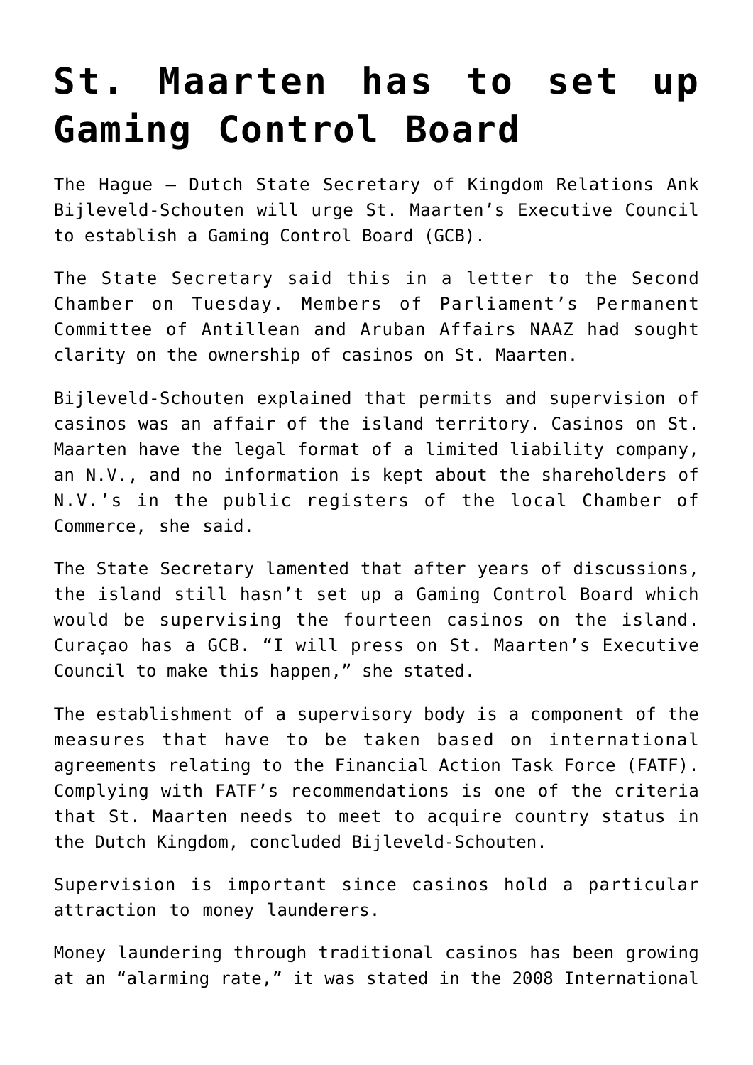# St. Maarten has to set up Gaming Control Board

The Hague – Dutch State Secretary of Kingdom Relations Ank Bijleveld-Schouten will urge St. Maarten's Executive Council to establish a Gaming Control Board (GCB).

The State Secretary said this in a letter to the Second Chamber on Tuesday. Members of Parliament's Permanent Committee of Antillean and Aruban Affairs NAAZ had sought clarity on the ownership of casinos on St. Maarten.

Bijleveld-Schouten explained that permits and supervision of casinos was an affair of the island territory. Casinos on St. Maarten have the legal format of a limited liability company, an N.V., and no information is kept about the shareholders of N.V.'s in the public registers of the local Chamber of Commerce, she said.

The State Secretary lamented that after years of discussions, the island still hasn't set up a Gaming Control Board which would be supervising the fourteen casinos on the island. Curaçao has a GCB. "I will press on St. Maarten's Executive Council to make this happen," she stated.

The establishment of a supervisory body is a component of the measures that have to be taken based on international agreements relating to the Financial Action Task Force (FATF). Complying with FATF's recommendations is one of the criteria that St. Maarten needs to meet to acquire country status in the Dutch Kingdom, concluded Bijleveld-Schouten.

Supervision is important since casinos hold a particular attraction to money launderers.

Money laundering through traditional casinos has been growing at an "alarming rate," it was stated in the 2008 International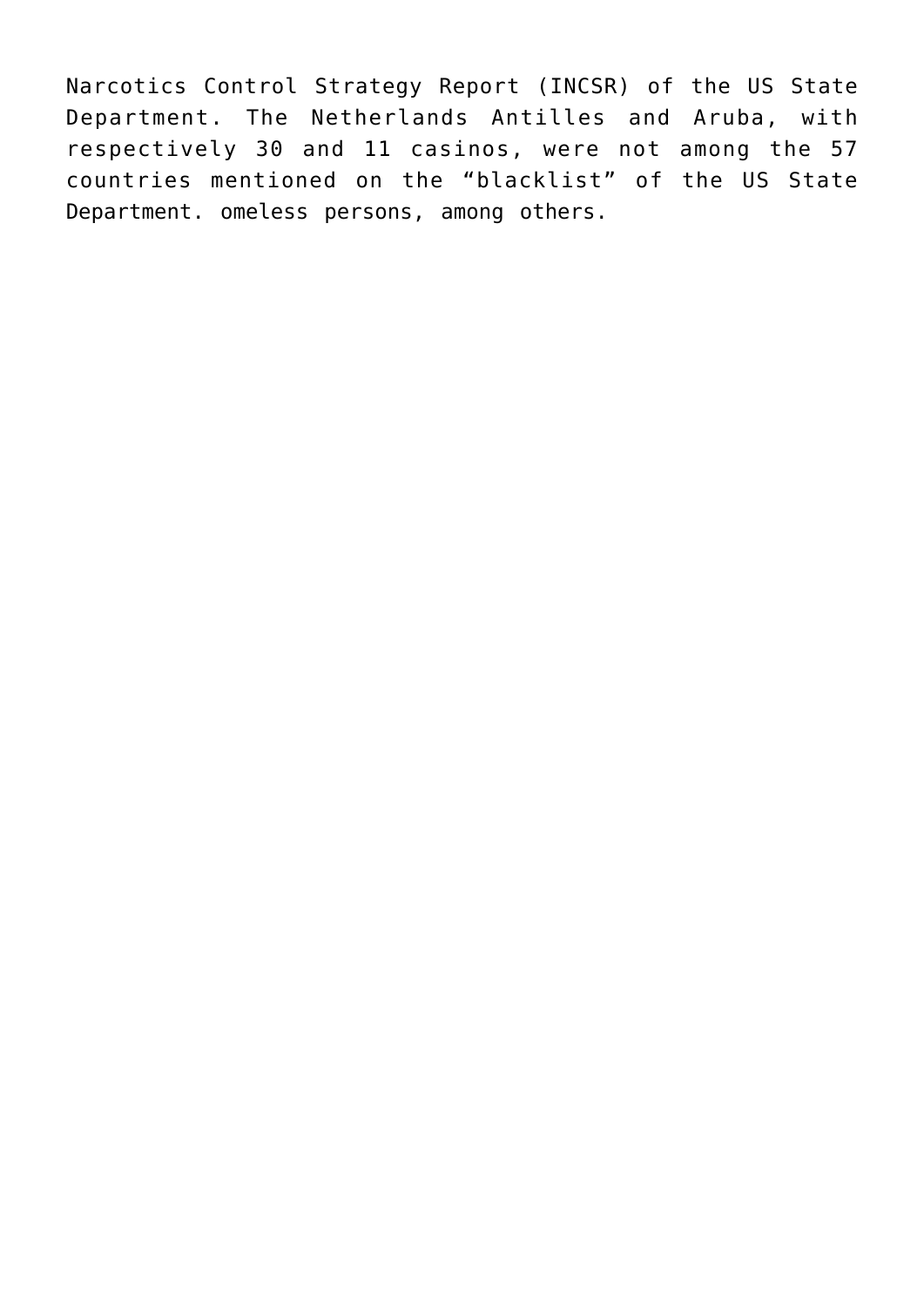Narcotics Control Strategy Report (INCSR) of the US State Department. The Netherlands Antilles and Aruba, with respectively 30 and 11 casinos, were not among the 57 countries mentioned on the "blacklist" of the US State Department. omeless persons, among others.